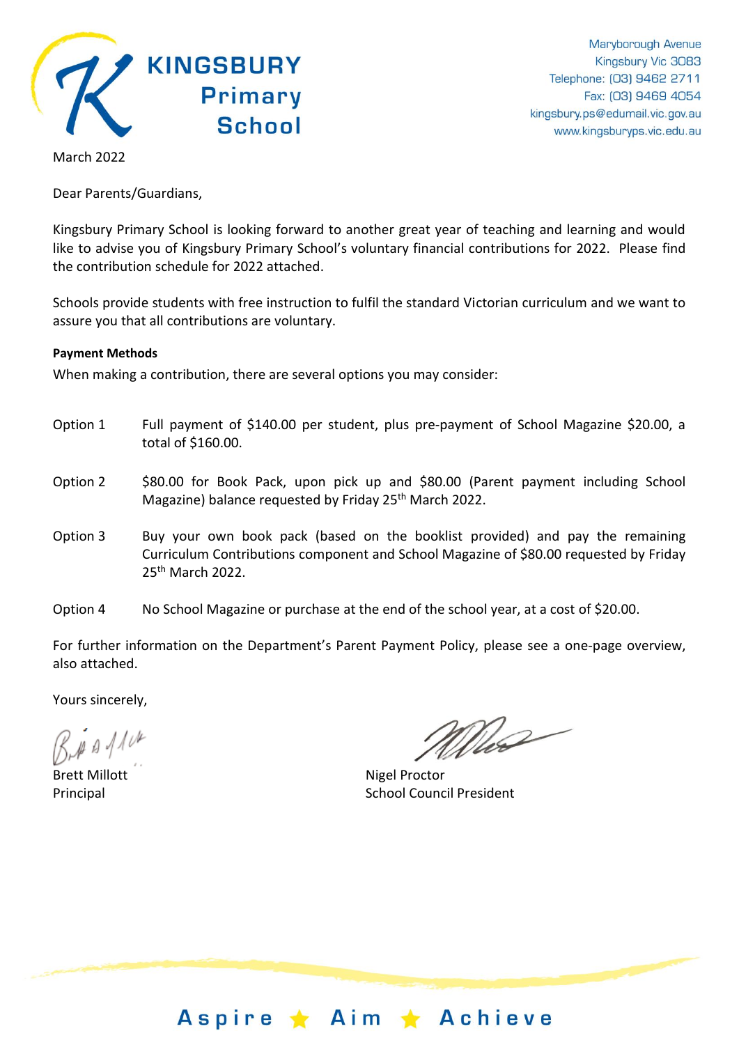# KINGSBURY Primary School

Maryborough Avenue
Kingsbury Vic 3083
Telephone: (03) 9462 2711
Fax: (03) 9469 4054
kingsbury.ps@edumail.vic.gov.au
www.kingsburyps.vic.edu.au

March 2022

Dear Parents/Guardians,

Kingsbury Primary School is looking forward to another great year of teaching and learning and would like to advise you of Kingsbury Primary School's voluntary financial contributions for 2022. Please find the contribution schedule for 2022 attached.

Schools provide students with free instruction to fulfil the standard Victorian curriculum and we want to assure you that all contributions are voluntary.

**Payment Methods**

When making a contribution, there are several options you may consider:

Option 1 Full payment of $140.00 per student, plus pre-payment of School Magazine $20.00, a total of $160.00.

Option 2 $80.00 for Book Pack, upon pick up and $80.00 (Parent payment including School Magazine) balance requested by Friday 25th March 2022.

Option 3 Buy your own book pack (based on the booklist provided) and pay the remaining Curriculum Contributions component and School Magazine of $80.00 requested by Friday 25th March 2022.

Option 4 No School Magazine or purchase at the end of the school year, at a cost of $20.00.

For further information on the Department's Parent Payment Policy, please see a one-page overview, also attached.

Yours sincerely,

Brett Millott
Principal

Nigel Proctor
School Council President

Aspire ★ Aim ★ Achieve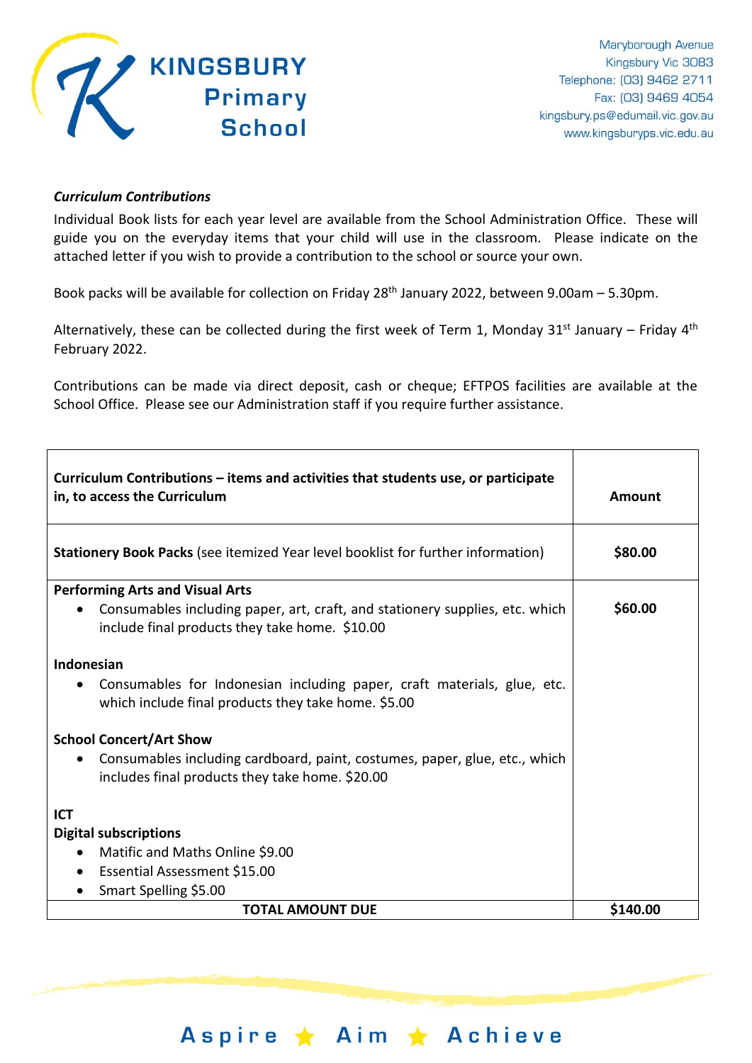**KINGSBURY Primary School**

Maryborough Avenue
Kingsbury Vic 3083
Telephone: (03) 9462 2711
Fax: (03) 9469 4054
kingsbury.ps@edumail.vic.gov.au
www.kingsburyps.vic.edu.au

***Curriculum Contributions***

Individual Book lists for each year level are available from the School Administration Office. These will guide you on the everyday items that your child will use in the classroom. Please indicate on the attached letter if you wish to provide a contribution to the school or source your own.

Book packs will be available for collection on Friday 28th January 2022, between 9.00am – 5.30pm.

Alternatively, these can be collected during the first week of Term 1, Monday 31st January – Friday 4th February 2022.

Contributions can be made via direct deposit, cash or cheque; EFTPOS facilities are available at the School Office. Please see our Administration staff if you require further assistance.

| **Curriculum Contributions – items and activities that students use, or participate in, to access the Curriculum** | **Amount** |
|---|---|
| **Stationery Book Packs** (see itemized Year level booklist for further information) | **$80.00** |
| **Performing Arts and Visual Arts**<br>• Consumables including paper, art, craft, and stationery supplies, etc. which include final products they take home. $10.00<br><br>**Indonesian**<br>• Consumables for Indonesian including paper, craft materials, glue, etc. which include final products they take home. $5.00<br><br>**School Concert/Art Show**<br>• Consumables including cardboard, paint, costumes, paper, glue, etc., which includes final products they take home. $20.00<br><br>**ICT**<br>**Digital subscriptions**<br>• Matific and Maths Online $9.00<br>• Essential Assessment $15.00<br>• Smart Spelling $5.00 | **$60.00** |
| **TOTAL AMOUNT DUE** | **$140.00** |

Aspire ★ Aim ★ Achieve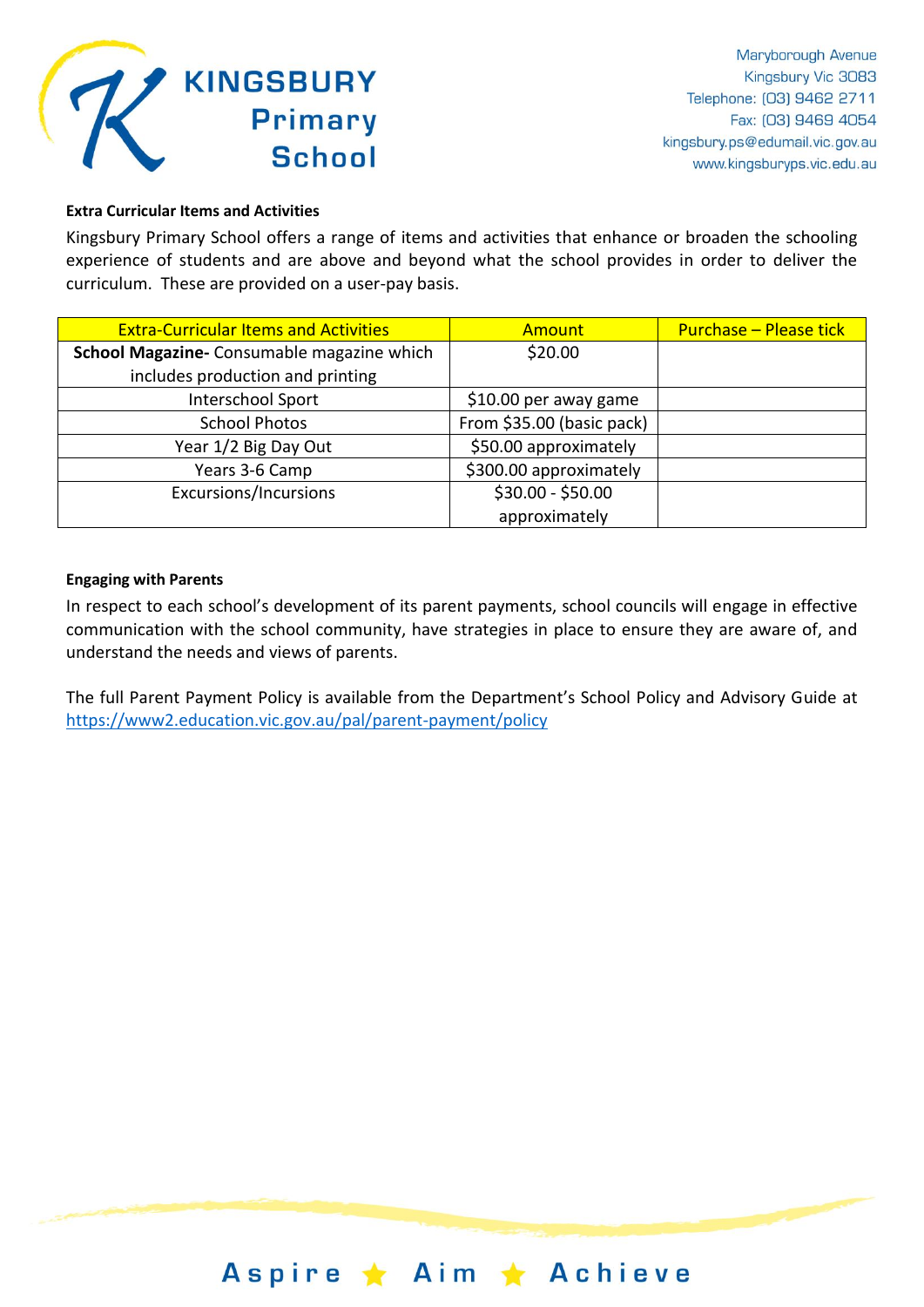**Extra Curricular Items and Activities**

Kingsbury Primary School offers a range of items and activities that enhance or broaden the schooling experience of students and are above and beyond what the school provides in order to deliver the curriculum. These are provided on a user-pay basis.

| Extra-Curricular Items and Activities | Amount | Purchase – Please tick |
|---|---|---|
| **School Magazine-** Consumable magazine which includes production and printing | $20.00 | |
| Interschool Sport | $10.00 per away game | |
| School Photos | From $35.00 (basic pack) | |
| Year 1/2 Big Day Out | $50.00 approximately | |
| Years 3-6 Camp | $300.00 approximately | |
| Excursions/Incursions | $30.00 - $50.00 approximately | |

**Engaging with Parents**

In respect to each school's development of its parent payments, school councils will engage in effective communication with the school community, have strategies in place to ensure they are aware of, and understand the needs and views of parents.

The full Parent Payment Policy is available from the Department's School Policy and Advisory Guide at https://www2.education.vic.gov.au/pal/parent-payment/policy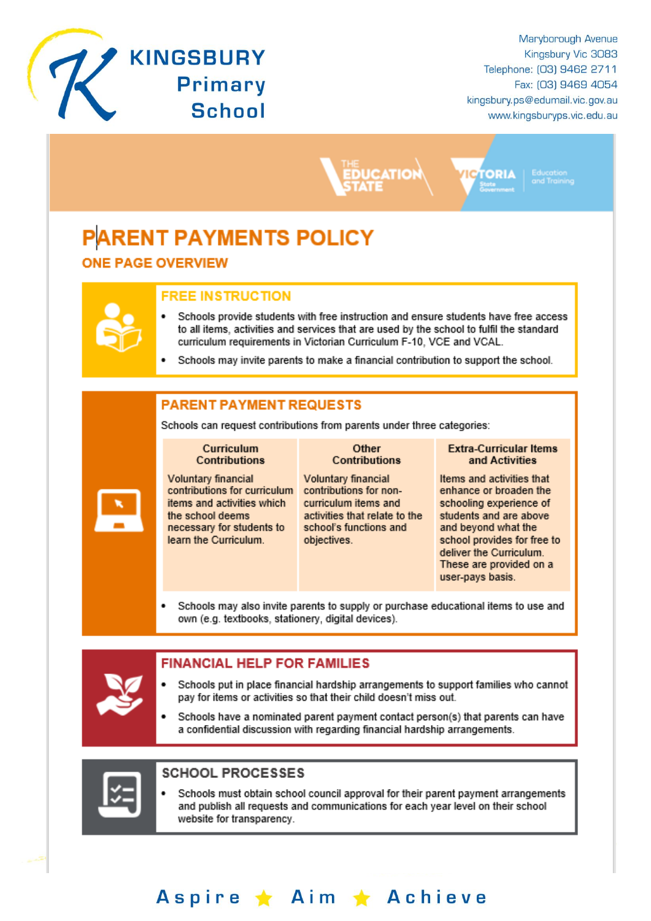# KINGSBURY Primary School

Maryborough Avenue
Kingsbury Vic 3083
Telephone: (03) 9462 2711
Fax: (03) 9469 4054
kingsbury.ps@edumail.vic.gov.au
www.kingsburyps.vic.edu.au

THE EDUCATION STATE | VICTORIA State Government | Education and Training

## PARENT PAYMENTS POLICY

### ONE PAGE OVERVIEW

### FREE INSTRUCTION

- Schools provide students with free instruction and ensure students have free access to all items, activities and services that are used by the school to fulfil the standard curriculum requirements in Victorian Curriculum F-10, VCE and VCAL.
- Schools may invite parents to make a financial contribution to support the school.

### PARENT PAYMENT REQUESTS

Schools can request contributions from parents under three categories:

| Curriculum Contributions | Other Contributions | Extra-Curricular Items and Activities |
|---|---|---|
| Voluntary financial contributions for curriculum items and activities which the school deems necessary for students to learn the Curriculum. | Voluntary financial contributions for non-curriculum items and activities that relate to the school's functions and objectives. | Items and activities that enhance or broaden the schooling experience of students and are above and beyond what the school provides for free to deliver the Curriculum. These are provided on a user-pays basis. |

- Schools may also invite parents to supply or purchase educational items to use and own (e.g. textbooks, stationery, digital devices).

### FINANCIAL HELP FOR FAMILIES

- Schools put in place financial hardship arrangements to support families who cannot pay for items or activities so that their child doesn't miss out.
- Schools have a nominated parent payment contact person(s) that parents can have a confidential discussion with regarding financial hardship arrangements.

### SCHOOL PROCESSES

- Schools must obtain school council approval for their parent payment arrangements and publish all requests and communications for each year level on their school website for transparency.

Aspire ★ Aim ★ Achieve